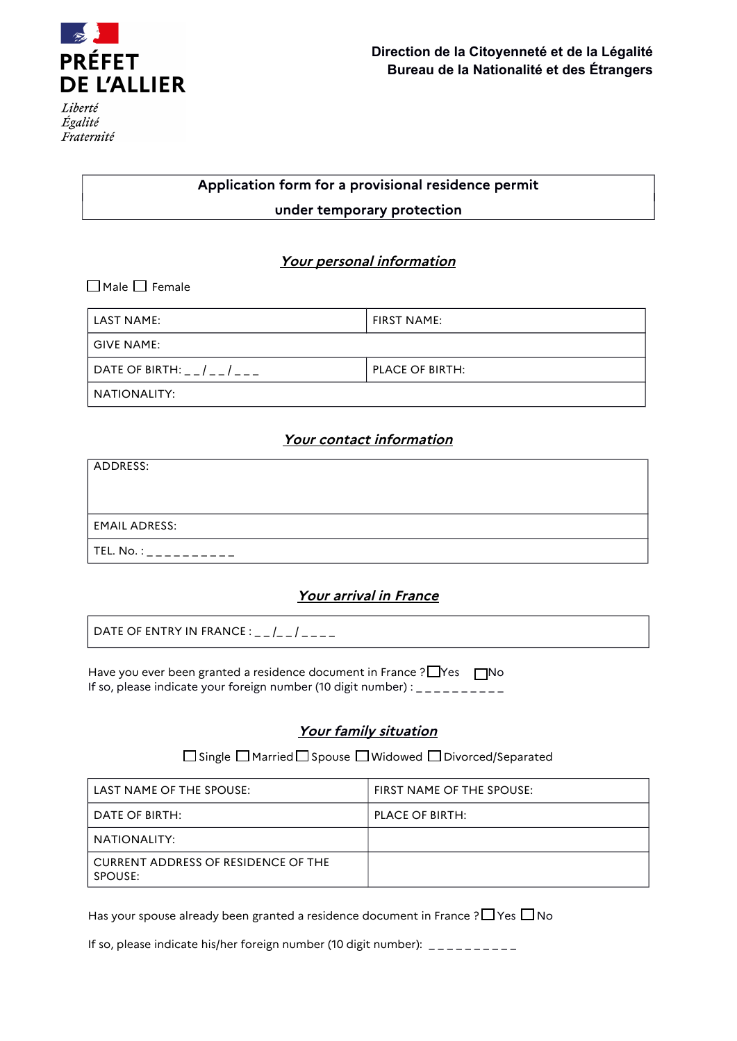**PRÉFET DE L'ALLIER**

*Liberté*
*Égalité*
*Fraternité*

**Direction de la Citoyenneté et de la Légalité**
**Bureau de la Nationalité et des Étrangers**

# Application form for a provisional residence permit under temporary protection

## *Your personal information*

☐ Male ☐ Female

| LAST NAME: | FIRST NAME: |
|---|---|
| GIVE NAME: | |
| DATE OF BIRTH: _ _ / _ _ / _ _ _ | PLACE OF BIRTH: |
| NATIONALITY: | |

## *Your contact information*

| ADDRESS: |
|---|
| EMAIL ADRESS: |
| TEL. No. : _ _ _ _ _ _ _ _ _ _ |

## *Your arrival in France*

| DATE OF ENTRY IN FRANCE : _ _ /_ _ / _ _ _ _ |
|---|

Have you ever been granted a residence document in France ? ☐Yes ☐No
If so, please indicate your foreign number (10 digit number) : _ _ _ _ _ _ _ _ _ _

## *Your family situation*

☐ Single ☐ Married ☐ Spouse ☐ Widowed ☐ Divorced/Separated

| LAST NAME OF THE SPOUSE: | FIRST NAME OF THE SPOUSE: |
|---|---|
| DATE OF BIRTH: | PLACE OF BIRTH: |
| NATIONALITY: | |
| CURRENT ADDRESS OF RESIDENCE OF THE SPOUSE: | |

Has your spouse already been granted a residence document in France ? ☐ Yes ☐ No

If so, please indicate his/her foreign number (10 digit number): _ _ _ _ _ _ _ _ _ _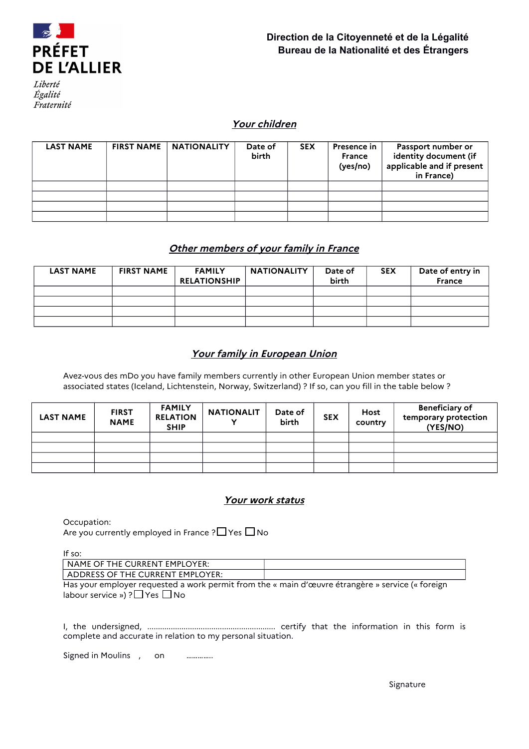PRÉFET
DE L'ALLIER

*Liberté*
*Égalité*
*Fraternité*

**Direction de la Citoyenneté et de la Légalité**
**Bureau de la Nationalité et des Étrangers**

## *Your children*

| LAST NAME | FIRST NAME | NATIONALITY | Date of birth | SEX | Presence in France (yes/no) | Passport number or identity document (if applicable and if present in France) |
|---|---|---|---|---|---|---|
| | | | | | | |
| | | | | | | |
| | | | | | | |
| | | | | | | |

## *Other members of your family in France*

| LAST NAME | FIRST NAME | FAMILY RELATIONSHIP | NATIONALITY | Date of birth | SEX | Date of entry in France |
|---|---|---|---|---|---|---|
| | | | | | | |
| | | | | | | |
| | | | | | | |
| | | | | | | |

## *Your family in European Union*

Avez-vous des mDo you have family members currently in other European Union member states or associated states (Iceland, Lichtenstein, Norway, Switzerland) ? If so, can you fill in the table below ?

| LAST NAME | FIRST NAME | FAMILY RELATION SHIP | NATIONALIT Y | Date of birth | SEX | Host country | Beneficiary of temporary protection (YES/NO) |
|---|---|---|---|---|---|---|---|
| | | | | | | | |
| | | | | | | | |
| | | | | | | | |
| | | | | | | | |

## *Your work status*

Occupation:
Are you currently employed in France ? ☐ Yes ☐ No

If so:

| | |
|---|---|
| NAME OF THE CURRENT EMPLOYER: | |
| ADDRESS OF THE CURRENT EMPLOYER: | |

Has your employer requested a work permit from the « main d'œuvre étrangère » service (« foreign labour service ») ? ☐ Yes ☐ No

I, the undersigned, ........................................................... certify that the information in this form is complete and accurate in relation to my personal situation.

Signed in Moulins , on ..............

Signature